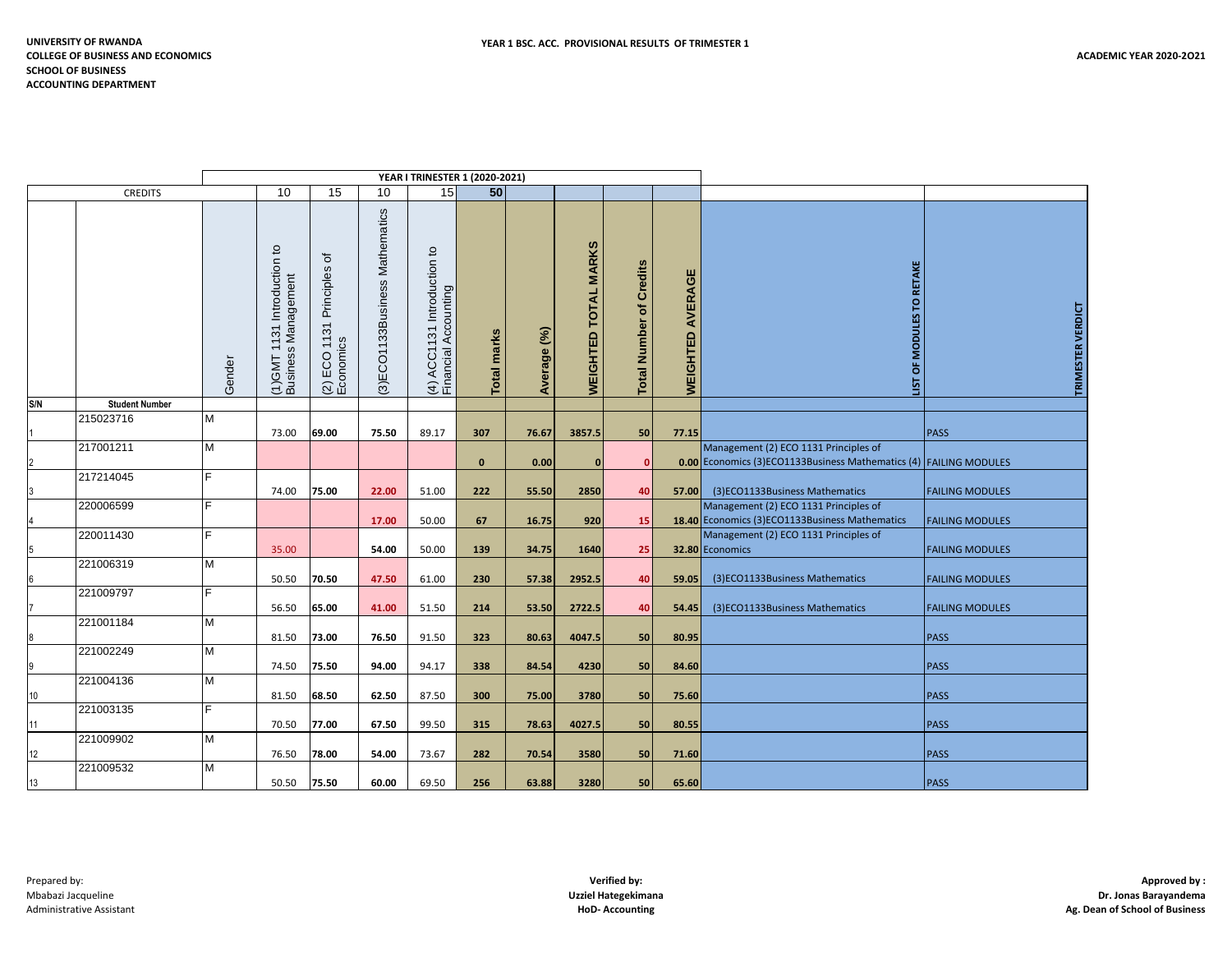**UNIVERSITY OF RWANDA**
**COLLEGE OF BUSINESS AND ECONOMICS**
**SCHOOL OF BUSINESS**
**ACCOUNTING DEPARTMENT**

**YEAR 1 BSC. ACC. PROVISIONAL RESULTS OF TRIMESTER 1**

**ACADEMIC YEAR 2020-2O21**

| | | | YEAR I TRINESTER 1 (2020-2021) | | | | | | | | | | |
|---|---|---|---|---|---|---|---|---|---|---|---|---|---|
| CREDITS | | | 10 | 15 | 10 | 15 | 50 | | | | | | |
| S/N | Student Number | Gender | (1)GMT 1131 Introduction to Business Management | (2) ECO 1131 Principles of Economics | (3)ECO1133Business Mathematics | (4) ACC1131 Introduction to Financial Accounting | Total marks | Average (%) | WEIGHTED TOTAL MARKS | Total Number of Credits | WEIGHTED AVERAGE | LIST OF MODULES TO RETAKE | TRIMESTER VERDICT |
| 1 | 215023716 | M | 73.00 | 69.00 | 75.50 | 89.17 | 307 | 76.67 | 3857.5 | 50 | 77.15 | | PASS |
| 2 | 217001211 | M | | | | | 0 | 0.00 | 0 | 0 | 0.00 | Management (2) ECO 1131 Principles of Economics (3)ECO1133Business Mathematics (4) | FAILING MODULES |
| 3 | 217214045 | F | 74.00 | 75.00 | 22.00 | 51.00 | 222 | 55.50 | 2850 | 40 | 57.00 | (3)ECO1133Business Mathematics | FAILING MODULES |
| 4 | 220006599 | F | | | 17.00 | 50.00 | 67 | 16.75 | 920 | 15 | 18.40 | Management (2) ECO 1131 Principles of Economics (3)ECO1133Business Mathematics | FAILING MODULES |
| 5 | 220011430 | F | 35.00 | | 54.00 | 50.00 | 139 | 34.75 | 1640 | 25 | 32.80 | Management (2) ECO 1131 Principles of Economics | FAILING MODULES |
| 6 | 221006319 | M | 50.50 | 70.50 | 47.50 | 61.00 | 230 | 57.38 | 2952.5 | 40 | 59.05 | (3)ECO1133Business Mathematics | FAILING MODULES |
| 7 | 221009797 | F | 56.50 | 65.00 | 41.00 | 51.50 | 214 | 53.50 | 2722.5 | 40 | 54.45 | (3)ECO1133Business Mathematics | FAILING MODULES |
| 8 | 221001184 | M | 81.50 | 73.00 | 76.50 | 91.50 | 323 | 80.63 | 4047.5 | 50 | 80.95 | | PASS |
| 9 | 221002249 | M | 74.50 | 75.50 | 94.00 | 94.17 | 338 | 84.54 | 4230 | 50 | 84.60 | | PASS |
| 10 | 221004136 | M | 81.50 | 68.50 | 62.50 | 87.50 | 300 | 75.00 | 3780 | 50 | 75.60 | | PASS |
| 11 | 221003135 | F | 70.50 | 77.00 | 67.50 | 99.50 | 315 | 78.63 | 4027.5 | 50 | 80.55 | | PASS |
| 12 | 221009902 | M | 76.50 | 78.00 | 54.00 | 73.67 | 282 | 70.54 | 3580 | 50 | 71.60 | | PASS |
| 13 | 221009532 | M | 50.50 | 75.50 | 60.00 | 69.50 | 256 | 63.88 | 3280 | 50 | 65.60 | | PASS |

Prepared by:
Mbabazi Jacqueline
Administrative Assistant

**Verified by:**
**Uzziel Hategekimana**
**HoD- Accounting**

**Approved by :**
**Dr. Jonas Barayandema**
**Ag. Dean of School of Business**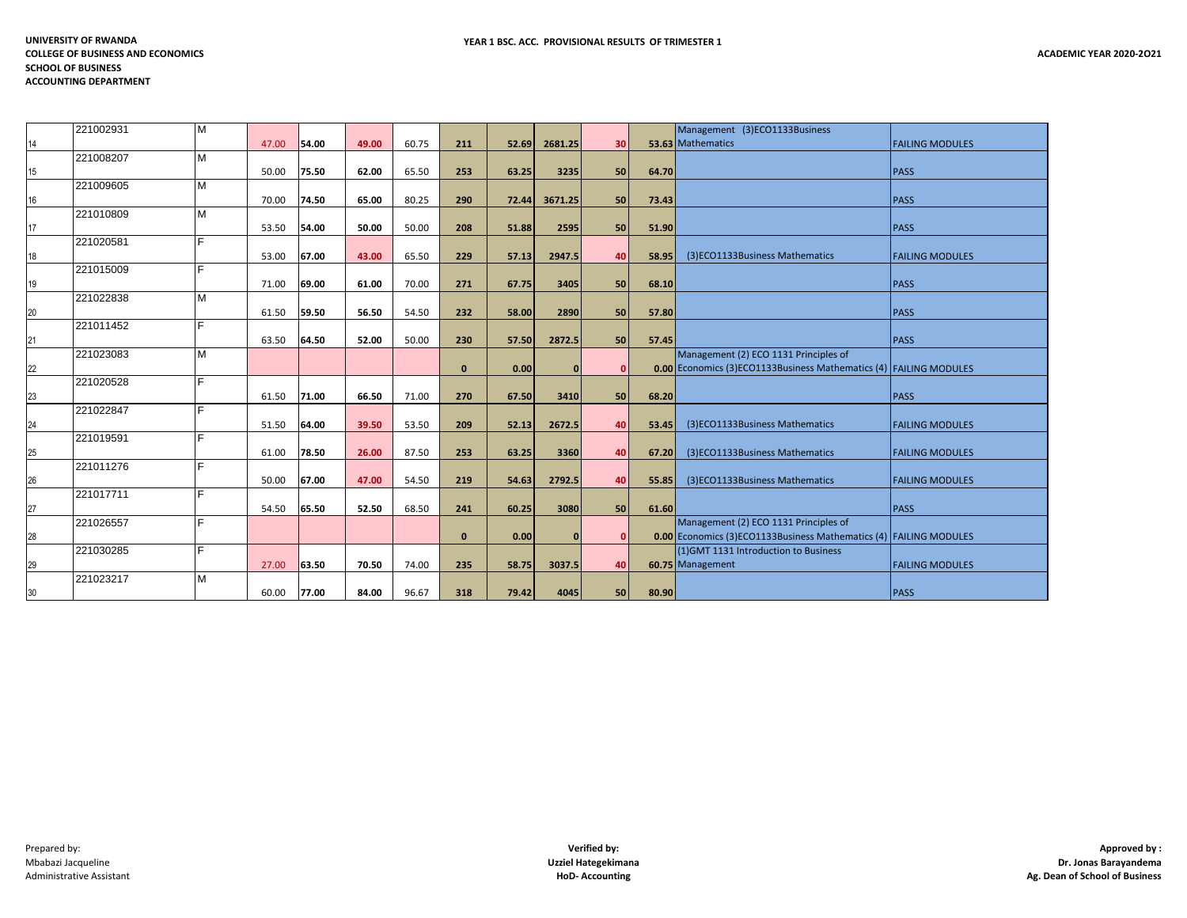**UNIVERSITY OF RWANDA**
**COLLEGE OF BUSINESS AND ECONOMICS**
**SCHOOL OF BUSINESS**
**ACCOUNTING DEPARTMENT**

**YEAR 1 BSC. ACC. PROVISIONAL RESULTS OF TRIMESTER 1**

**ACADEMIC YEAR 2020-2O21**

| | | | | | | | | | | | | | | |
|---|---|---|---|---|---|---|---|---|---|---|---|---|---|---|
| 14 | 221002931 | M | 47.00 | 54.00 | 49.00 | 60.75 | 211 | 52.69 | 2681.25 | 30 | 53.63 | Management (3)ECO1133Business Mathematics | FAILING MODULES |
| 15 | 221008207 | M | 50.00 | 75.50 | 62.00 | 65.50 | 253 | 63.25 | 3235 | 50 | 64.70 | | PASS |
| 16 | 221009605 | M | 70.00 | 74.50 | 65.00 | 80.25 | 290 | 72.44 | 3671.25 | 50 | 73.43 | | PASS |
| 17 | 221010809 | M | 53.50 | 54.00 | 50.00 | 50.00 | 208 | 51.88 | 2595 | 50 | 51.90 | | PASS |
| 18 | 221020581 | F | 53.00 | 67.00 | 43.00 | 65.50 | 229 | 57.13 | 2947.5 | 40 | 58.95 | (3)ECO1133Business Mathematics | FAILING MODULES |
| 19 | 221015009 | F | 71.00 | 69.00 | 61.00 | 70.00 | 271 | 67.75 | 3405 | 50 | 68.10 | | PASS |
| 20 | 221022838 | M | 61.50 | 59.50 | 56.50 | 54.50 | 232 | 58.00 | 2890 | 50 | 57.80 | | PASS |
| 21 | 221011452 | F | 63.50 | 64.50 | 52.00 | 50.00 | 230 | 57.50 | 2872.5 | 50 | 57.45 | | PASS |
| 22 | 221023083 | M | | | | | 0 | 0.00 | 0 | 0 | 0.00 | Management (2) ECO 1131 Principles of Economics (3)ECO1133Business Mathematics (4) | FAILING MODULES |
| 23 | 221020528 | F | 61.50 | 71.00 | 66.50 | 71.00 | 270 | 67.50 | 3410 | 50 | 68.20 | | PASS |
| 24 | 221022847 | F | 51.50 | 64.00 | 39.50 | 53.50 | 209 | 52.13 | 2672.5 | 40 | 53.45 | (3)ECO1133Business Mathematics | FAILING MODULES |
| 25 | 221019591 | F | 61.00 | 78.50 | 26.00 | 87.50 | 253 | 63.25 | 3360 | 40 | 67.20 | (3)ECO1133Business Mathematics | FAILING MODULES |
| 26 | 221011276 | F | 50.00 | 67.00 | 47.00 | 54.50 | 219 | 54.63 | 2792.5 | 40 | 55.85 | (3)ECO1133Business Mathematics | FAILING MODULES |
| 27 | 221017711 | F | 54.50 | 65.50 | 52.50 | 68.50 | 241 | 60.25 | 3080 | 50 | 61.60 | | PASS |
| 28 | 221026557 | F | | | | | 0 | 0.00 | 0 | 0 | 0.00 | Management (2) ECO 1131 Principles of Economics (3)ECO1133Business Mathematics (4) | FAILING MODULES |
| 29 | 221030285 | F | 27.00 | 63.50 | 70.50 | 74.00 | 235 | 58.75 | 3037.5 | 40 | 60.75 | (1)GMT 1131 Introduction to Business Management | FAILING MODULES |
| 30 | 221023217 | M | 60.00 | 77.00 | 84.00 | 96.67 | 318 | 79.42 | 4045 | 50 | 80.90 | | PASS |

Prepared by:
Mbabazi Jacqueline
Administrative Assistant

**Verified by:**
**Uzziel Hategekimana**
**HoD- Accounting**

**Approved by :**
**Dr. Jonas Barayandema**
**Ag. Dean of School of Business**